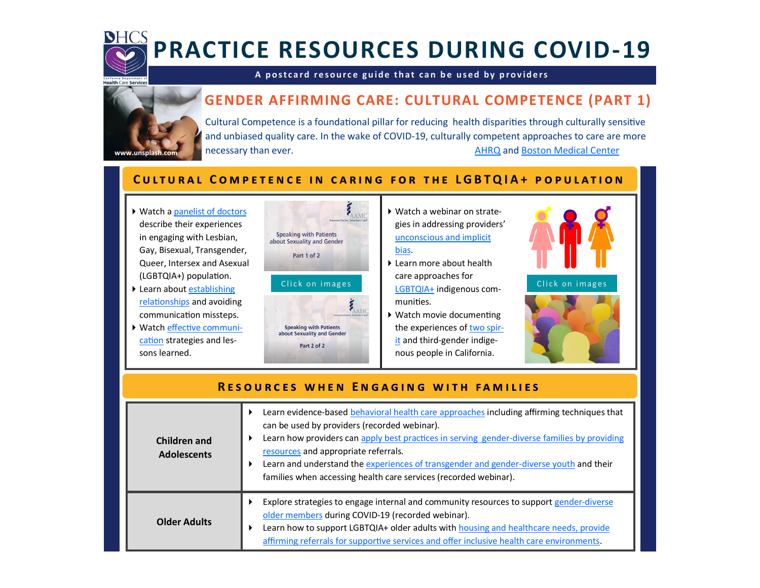# PRACTICE RESOURCES DURING COVID-19

A postcard resource guide that can be used by providers

## GENDER AFFIRMING CARE: CULTURAL COMPETENCE (PART 1)

Cultural Competence is a foundational pillar for reducing health disparities through culturally sensitive and unbiased quality care. In the wake of COVID-19, culturally competent approaches to care are more necessary than ever. AHRQ and Boston Medical Center

www.unsplash.com

## Cultural Competence in Caring for the LGBTQIA+ Population

- Watch a panelist of doctors describe their experiences in engaging with Lesbian, Gay, Bisexual, Transgender, Queer, Intersex and Asexual (LGBTQIA+) population.
- Learn about establishing relationships and avoiding communication missteps.
- Watch effective communication strategies and lessons learned.

Speaking with Patients about Sexuality and Gender Part 1 of 2

Click on images

Speaking with Patients about Sexuality and Gender Part 2 of 2

- Watch a webinar on strategies in addressing providers' unconscious and implicit bias.
- Learn more about health care approaches for LGBTQIA+ indigenous communities.
- Watch movie documenting the experiences of two spirit and third-gender indigenous people in California.

Click on images

## Resources when Engaging with Families

| | |
|---|---|
| **Children and Adolescents** | - Learn evidence-based behavioral health care approaches including affirming techniques that can be used by providers (recorded webinar).<br>- Learn how providers can apply best practices in serving gender-diverse families by providing resources and appropriate referrals.<br>- Learn and understand the experiences of transgender and gender-diverse youth and their families when accessing health care services (recorded webinar). |
| **Older Adults** | - Explore strategies to engage internal and community resources to support gender-diverse older members during COVID-19 (recorded webinar).<br>- Learn how to support LGBTQIA+ older adults with housing and healthcare needs, provide affirming referrals for supportive services and offer inclusive health care environments. |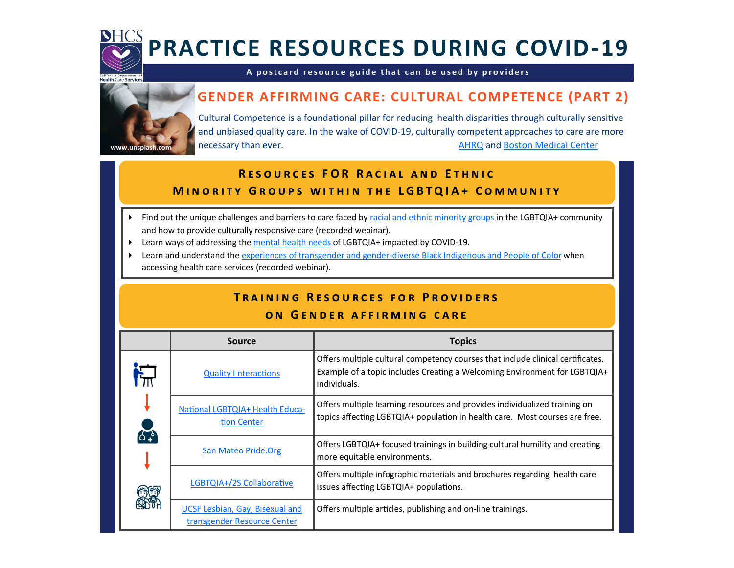# PRACTICE RESOURCES DURING COVID-19

A postcard resource guide that can be used by providers

## GENDER AFFIRMING CARE: CULTURAL COMPETENCE (PART 2)

Cultural Competence is a foundational pillar for reducing health disparities through culturally sensitive and unbiased quality care. In the wake of COVID-19, culturally competent approaches to care are more necessary than ever. AHRQ and Boston Medical Center

### Resources for Racial and Ethnic Minority Groups within the LGBTQIA+ Community

- Find out the unique challenges and barriers to care faced by racial and ethnic minority groups in the LGBTQIA+ community and how to provide culturally responsive care (recorded webinar).
- Learn ways of addressing the mental health needs of LGBTQIA+ impacted by COVID-19.
- Learn and understand the experiences of transgender and gender-diverse Black Indigenous and People of Color when accessing health care services (recorded webinar).

### Training Resources for Providers on Gender Affirming Care

| | Source | Topics |
|---|---|---|
| | Quality I nteractions | Offers multiple cultural competency courses that include clinical certificates. Example of a topic includes Creating a Welcoming Environment for LGBTQIA+ individuals. |
| | National LGBTQIA+ Health Education Center | Offers multiple learning resources and provides individualized training on topics affecting LGBTQIA+ population in health care. Most courses are free. |
| | San Mateo Pride.Org | Offers LGBTQIA+ focused trainings in building cultural humility and creating more equitable environments. |
| | LGBTQIA+/2S Collaborative | Offers multiple infographic materials and brochures regarding health care issues affecting LGBTQIA+ populations. |
| | UCSF Lesbian, Gay, Bisexual and transgender Resource Center | Offers multiple articles, publishing and on-line trainings. |